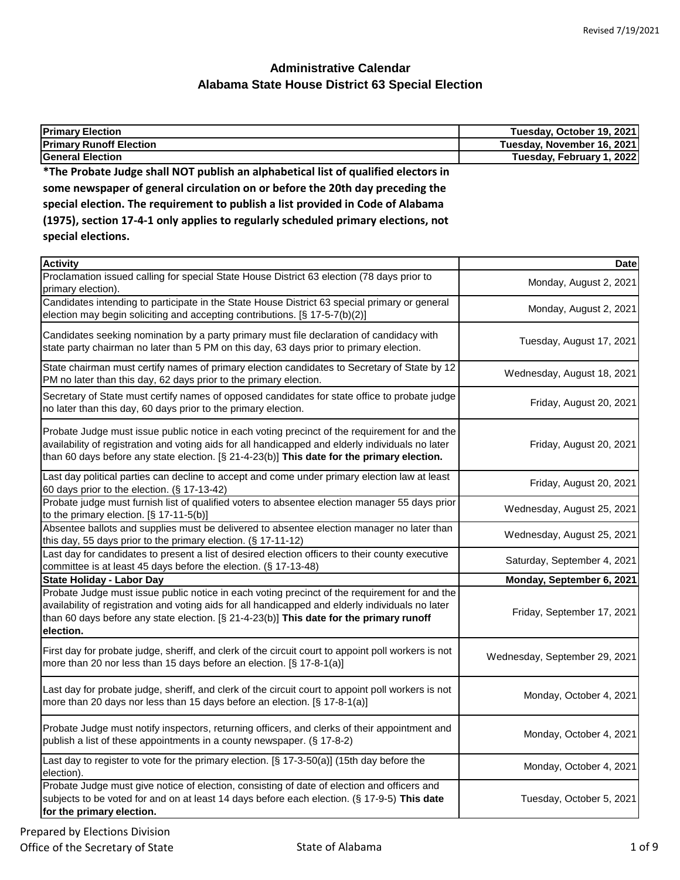# Administrative Calendar
## Alabama State House District 63 Special Election

| Primary Election | Tuesday, October 19, 2021 |
| --- | --- |
| Primary Runoff Election | Tuesday, November 16, 2021 |
| General Election | Tuesday, February 1, 2022 |

**\*The Probate Judge shall NOT publish an alphabetical list of qualified electors in some newspaper of general circulation on or before the 20th day preceding the special election. The requirement to publish a list provided in Code of Alabama (1975), section 17-4-1 only applies to regularly scheduled primary elections, not special elections.**

| Activity | Date |
| --- | --- |
| Proclamation issued calling for special State House District 63 election (78 days prior to primary election). | Monday, August 2, 2021 |
| Candidates intending to participate in the State House District 63 special primary or general election may begin soliciting and accepting contributions. [§ 17-5-7(b)(2)] | Monday, August 2, 2021 |
| Candidates seeking nomination by a party primary must file declaration of candidacy with state party chairman no later than 5 PM on this day, 63 days prior to primary election. | Tuesday, August 17, 2021 |
| State chairman must certify names of primary election candidates to Secretary of State by 12 PM no later than this day, 62 days prior to the primary election. | Wednesday, August 18, 2021 |
| Secretary of State must certify names of opposed candidates for state office to probate judge no later than this day, 60 days prior to the primary election. | Friday, August 20, 2021 |
| Probate Judge must issue public notice in each voting precinct of the requirement for and the availability of registration and voting aids for all handicapped and elderly individuals no later than 60 days before any state election. [§ 21-4-23(b)] **This date for the primary election.** | Friday, August 20, 2021 |
| Last day political parties can decline to accept and come under primary election law at least 60 days prior to the election. (§ 17-13-42) | Friday, August 20, 2021 |
| Probate judge must furnish list of qualified voters to absentee election manager 55 days prior to the primary election. [§ 17-11-5(b)] | Wednesday, August 25, 2021 |
| Absentee ballots and supplies must be delivered to absentee election manager no later than this day, 55 days prior to the primary election. (§ 17-11-12) | Wednesday, August 25, 2021 |
| Last day for candidates to present a list of desired election officers to their county executive committee is at least 45 days before the election. (§ 17-13-48) | Saturday, September 4, 2021 |
| **State Holiday - Labor Day** | **Monday, September 6, 2021** |
| Probate Judge must issue public notice in each voting precinct of the requirement for and the availability of registration and voting aids for all handicapped and elderly individuals no later than 60 days before any state election. [§ 21-4-23(b)] **This date for the primary runoff election.** | Friday, September 17, 2021 |
| First day for probate judge, sheriff, and clerk of the circuit court to appoint poll workers is not more than 20 nor less than 15 days before an election. [§ 17-8-1(a)] | Wednesday, September 29, 2021 |
| Last day for probate judge, sheriff, and clerk of the circuit court to appoint poll workers is not more than 20 days nor less than 15 days before an election. [§ 17-8-1(a)] | Monday, October 4, 2021 |
| Probate Judge must notify inspectors, returning officers, and clerks of their appointment and publish a list of these appointments in a county newspaper. (§ 17-8-2) | Monday, October 4, 2021 |
| Last day to register to vote for the primary election. [§ 17-3-50(a)] (15th day before the election). | Monday, October 4, 2021 |
| Probate Judge must give notice of election, consisting of date of election and officers and subjects to be voted for and on at least 14 days before each election. (§ 17-9-5) **This date for the primary election.** | Tuesday, October 5, 2021 |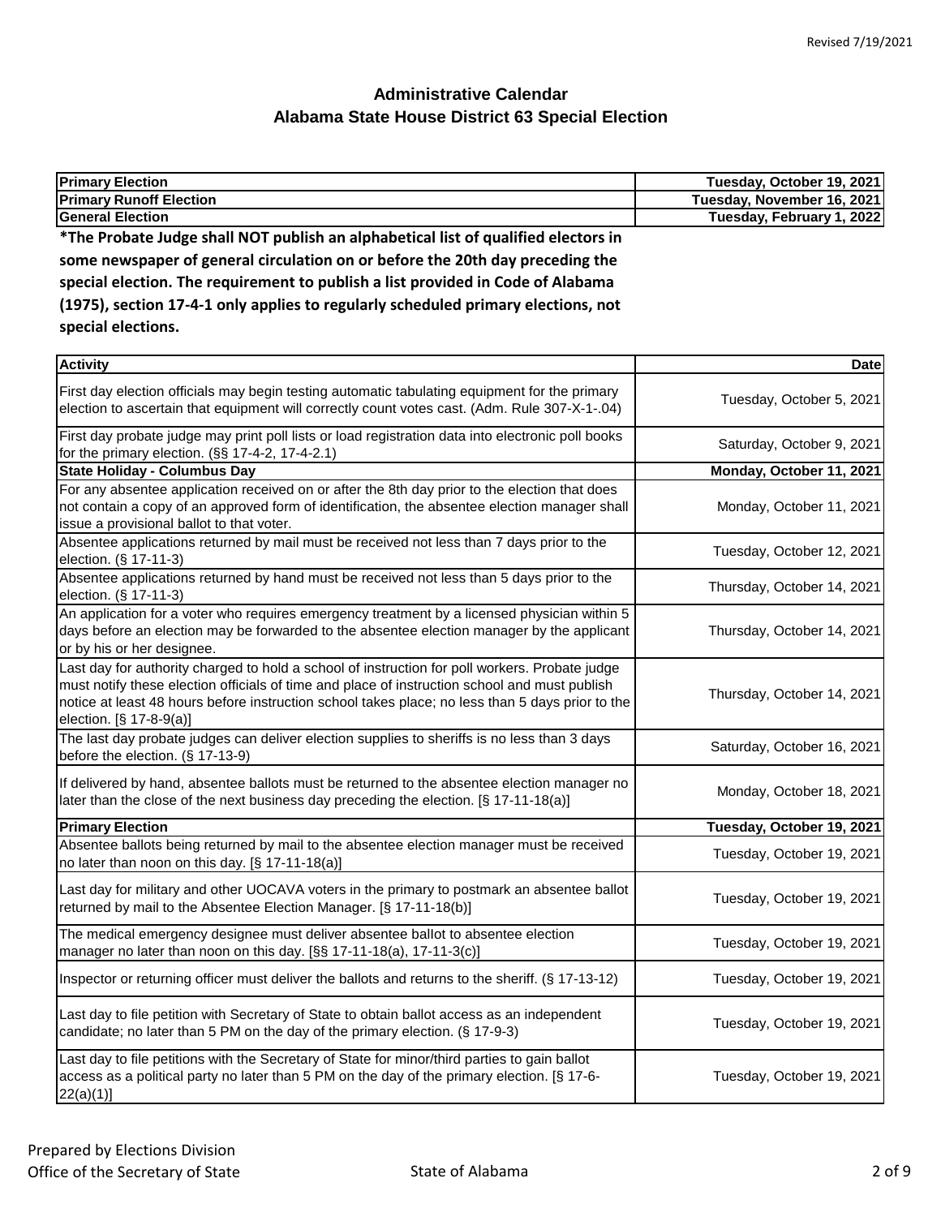Revised 7/19/2021

# Administrative Calendar
## Alabama State House District 63 Special Election

| | |
|---|---|
| **Primary Election** | **Tuesday, October 19, 2021** |
| **Primary Runoff Election** | **Tuesday, November 16, 2021** |
| **General Election** | **Tuesday, February 1, 2022** |

**\*The Probate Judge shall NOT publish an alphabetical list of qualified electors in some newspaper of general circulation on or before the 20th day preceding the special election. The requirement to publish a list provided in Code of Alabama (1975), section 17-4-1 only applies to regularly scheduled primary elections, not special elections.**

| Activity | Date |
|---|---|
| First day election officials may begin testing automatic tabulating equipment for the primary election to ascertain that equipment will correctly count votes cast. (Adm. Rule 307-X-1-.04) | Tuesday, October 5, 2021 |
| First day probate judge may print poll lists or load registration data into electronic poll books for the primary election. (§§ 17-4-2, 17-4-2.1) | Saturday, October 9, 2021 |
| **State Holiday - Columbus Day** | **Monday, October 11, 2021** |
| For any absentee application received on or after the 8th day prior to the election that does not contain a copy of an approved form of identification, the absentee election manager shall issue a provisional ballot to that voter. | Monday, October 11, 2021 |
| Absentee applications returned by mail must be received not less than 7 days prior to the election. (§ 17-11-3) | Tuesday, October 12, 2021 |
| Absentee applications returned by hand must be received not less than 5 days prior to the election. (§ 17-11-3) | Thursday, October 14, 2021 |
| An application for a voter who requires emergency treatment by a licensed physician within 5 days before an election may be forwarded to the absentee election manager by the applicant or by his or her designee. | Thursday, October 14, 2021 |
| Last day for authority charged to hold a school of instruction for poll workers. Probate judge must notify these election officials of time and place of instruction school and must publish notice at least 48 hours before instruction school takes place; no less than 5 days prior to the election. [§ 17-8-9(a)] | Thursday, October 14, 2021 |
| The last day probate judges can deliver election supplies to sheriffs is no less than 3 days before the election. (§ 17-13-9) | Saturday, October 16, 2021 |
| If delivered by hand, absentee ballots must be returned to the absentee election manager no later than the close of the next business day preceding the election. [§ 17-11-18(a)] | Monday, October 18, 2021 |
| **Primary Election** | **Tuesday, October 19, 2021** |
| Absentee ballots being returned by mail to the absentee election manager must be received no later than noon on this day. [§ 17-11-18(a)] | Tuesday, October 19, 2021 |
| Last day for military and other UOCAVA voters in the primary to postmark an absentee ballot returned by mail to the Absentee Election Manager. [§ 17-11-18(b)] | Tuesday, October 19, 2021 |
| The medical emergency designee must deliver absentee ballot to absentee election manager no later than noon on this day. [§§ 17-11-18(a), 17-11-3(c)] | Tuesday, October 19, 2021 |
| Inspector or returning officer must deliver the ballots and returns to the sheriff. (§ 17-13-12) | Tuesday, October 19, 2021 |
| Last day to file petition with Secretary of State to obtain ballot access as an independent candidate; no later than 5 PM on the day of the primary election. (§ 17-9-3) | Tuesday, October 19, 2021 |
| Last day to file petitions with the Secretary of State for minor/third parties to gain ballot access as a political party no later than 5 PM on the day of the primary election. [§ 17-6-22(a)(1)] | Tuesday, October 19, 2021 |

Prepared by Elections Division
Office of the Secretary of State

State of Alabama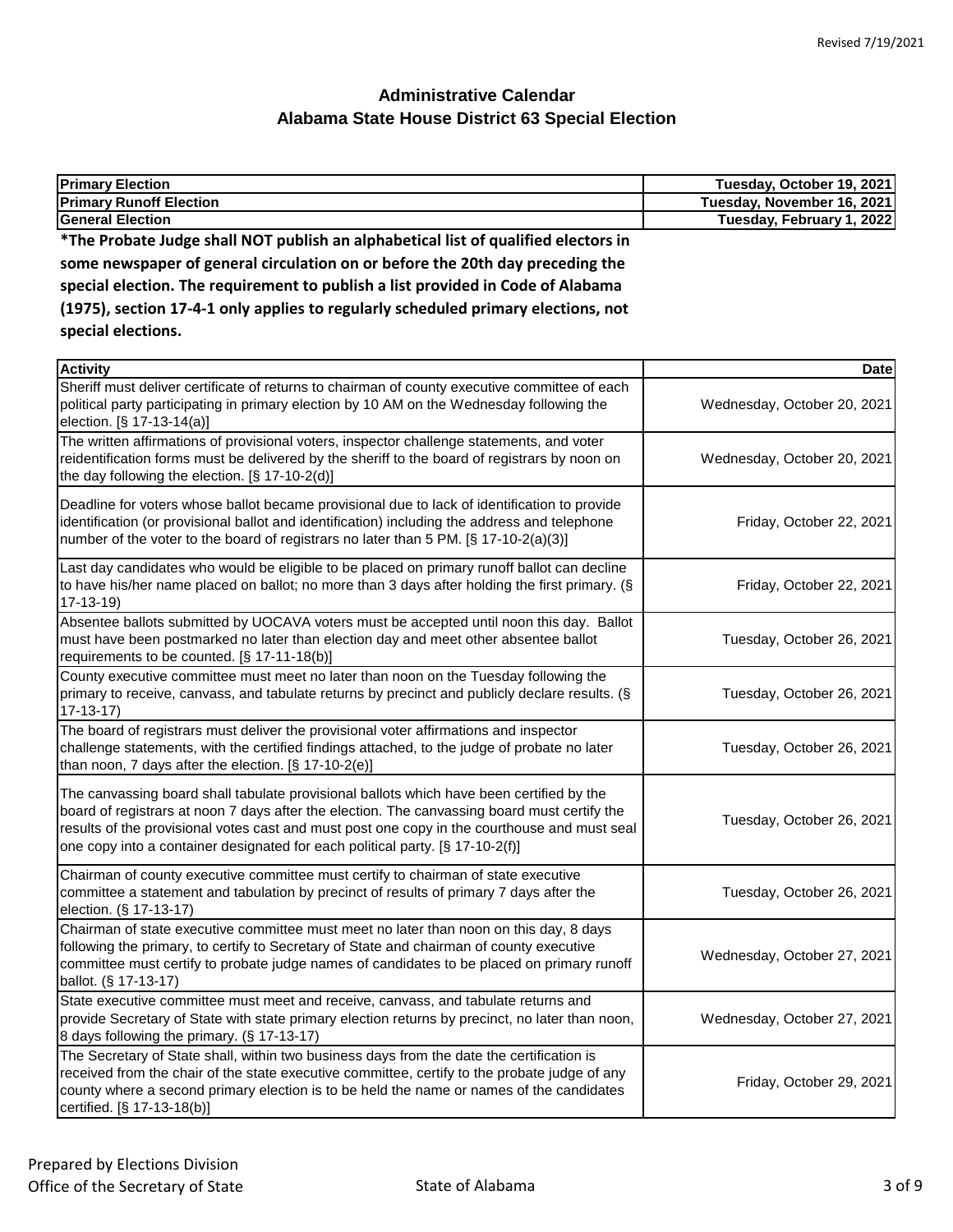Revised 7/19/2021

## Administrative Calendar
## Alabama State House District 63 Special Election

| Primary Election | Tuesday, October 19, 2021 |
|---|---|
| Primary Runoff Election | Tuesday, November 16, 2021 |
| General Election | Tuesday, February 1, 2022 |

**\*The Probate Judge shall NOT publish an alphabetical list of qualified electors in some newspaper of general circulation on or before the 20th day preceding the special election. The requirement to publish a list provided in Code of Alabama (1975), section 17-4-1 only applies to regularly scheduled primary elections, not special elections.**

| Activity | Date |
|---|---|
| Sheriff must deliver certificate of returns to chairman of county executive committee of each political party participating in primary election by 10 AM on the Wednesday following the election. [§ 17-13-14(a)] | Wednesday, October 20, 2021 |
| The written affirmations of provisional voters, inspector challenge statements, and voter reidentification forms must be delivered by the sheriff to the board of registrars by noon on the day following the election. [§ 17-10-2(d)] | Wednesday, October 20, 2021 |
| Deadline for voters whose ballot became provisional due to lack of identification to provide identification (or provisional ballot and identification) including the address and telephone number of the voter to the board of registrars no later than 5 PM. [§ 17-10-2(a)(3)] | Friday, October 22, 2021 |
| Last day candidates who would be eligible to be placed on primary runoff ballot can decline to have his/her name placed on ballot; no more than 3 days after holding the first primary. (§ 17-13-19) | Friday, October 22, 2021 |
| Absentee ballots submitted by UOCAVA voters must be accepted until noon this day. Ballot must have been postmarked no later than election day and meet other absentee ballot requirements to be counted. [§ 17-11-18(b)] | Tuesday, October 26, 2021 |
| County executive committee must meet no later than noon on the Tuesday following the primary to receive, canvass, and tabulate returns by precinct and publicly declare results. (§ 17-13-17) | Tuesday, October 26, 2021 |
| The board of registrars must deliver the provisional voter affirmations and inspector challenge statements, with the certified findings attached, to the judge of probate no later than noon, 7 days after the election. [§ 17-10-2(e)] | Tuesday, October 26, 2021 |
| The canvassing board shall tabulate provisional ballots which have been certified by the board of registrars at noon 7 days after the election. The canvassing board must certify the results of the provisional votes cast and must post one copy in the courthouse and must seal one copy into a container designated for each political party. [§ 17-10-2(f)] | Tuesday, October 26, 2021 |
| Chairman of county executive committee must certify to chairman of state executive committee a statement and tabulation by precinct of results of primary 7 days after the election. (§ 17-13-17) | Tuesday, October 26, 2021 |
| Chairman of state executive committee must meet no later than noon on this day, 8 days following the primary, to certify to Secretary of State and chairman of county executive committee must certify to probate judge names of candidates to be placed on primary runoff ballot. (§ 17-13-17) | Wednesday, October 27, 2021 |
| State executive committee must meet and receive, canvass, and tabulate returns and provide Secretary of State with state primary election returns by precinct, no later than noon, 8 days following the primary. (§ 17-13-17) | Wednesday, October 27, 2021 |
| The Secretary of State shall, within two business days from the date the certification is received from the chair of the state executive committee, certify to the probate judge of any county where a second primary election is to be held the name or names of the candidates certified. [§ 17-13-18(b)] | Friday, October 29, 2021 |

Prepared by Elections Division
Office of the Secretary of State — State of Alabama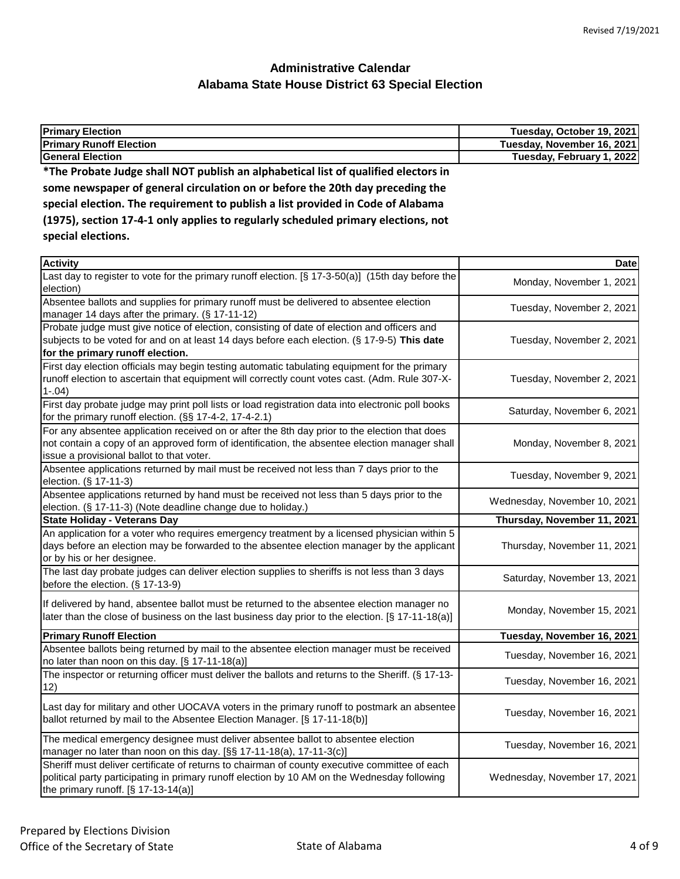Revised 7/19/2021

# Administrative Calendar
## Alabama State House District 63 Special Election

| **Primary Election** | **Tuesday, October 19, 2021** |
|---|---|
| **Primary Runoff Election** | **Tuesday, November 16, 2021** |
| **General Election** | **Tuesday, February 1, 2022** |

**\*The Probate Judge shall NOT publish an alphabetical list of qualified electors in some newspaper of general circulation on or before the 20th day preceding the special election. The requirement to publish a list provided in Code of Alabama (1975), section 17-4-1 only applies to regularly scheduled primary elections, not special elections.**

| **Activity** | **Date** |
|---|---|
| Last day to register to vote for the primary runoff election. [§ 17-3-50(a)] (15th day before the election) | Monday, November 1, 2021 |
| Absentee ballots and supplies for primary runoff must be delivered to absentee election manager 14 days after the primary. (§ 17-11-12) | Tuesday, November 2, 2021 |
| Probate judge must give notice of election, consisting of date of election and officers and subjects to be voted for and on at least 14 days before each election. (§ 17-9-5) **This date for the primary runoff election.** | Tuesday, November 2, 2021 |
| First day election officials may begin testing automatic tabulating equipment for the primary runoff election to ascertain that equipment will correctly count votes cast. (Adm. Rule 307-X-1-.04) | Tuesday, November 2, 2021 |
| First day probate judge may print poll lists or load registration data into electronic poll books for the primary runoff election. (§§ 17-4-2, 17-4-2.1) | Saturday, November 6, 2021 |
| For any absentee application received on or after the 8th day prior to the election that does not contain a copy of an approved form of identification, the absentee election manager shall issue a provisional ballot to that voter. | Monday, November 8, 2021 |
| Absentee applications returned by mail must be received not less than 7 days prior to the election. (§ 17-11-3) | Tuesday, November 9, 2021 |
| Absentee applications returned by hand must be received not less than 5 days prior to the election. (§ 17-11-3) (Note deadline change due to holiday.) | Wednesday, November 10, 2021 |
| **State Holiday - Veterans Day** | **Thursday, November 11, 2021** |
| An application for a voter who requires emergency treatment by a licensed physician within 5 days before an election may be forwarded to the absentee election manager by the applicant or by his or her designee. | Thursday, November 11, 2021 |
| The last day probate judges can deliver election supplies to sheriffs is not less than 3 days before the election. (§ 17-13-9) | Saturday, November 13, 2021 |
| If delivered by hand, absentee ballot must be returned to the absentee election manager no later than the close of business on the last business day prior to the election. [§ 17-11-18(a)] | Monday, November 15, 2021 |
| **Primary Runoff Election** | **Tuesday, November 16, 2021** |
| Absentee ballots being returned by mail to the absentee election manager must be received no later than noon on this day. [§ 17-11-18(a)] | Tuesday, November 16, 2021 |
| The inspector or returning officer must deliver the ballots and returns to the Sheriff. (§ 17-13-12) | Tuesday, November 16, 2021 |
| Last day for military and other UOCAVA voters in the primary runoff to postmark an absentee ballot returned by mail to the Absentee Election Manager. [§ 17-11-18(b)] | Tuesday, November 16, 2021 |
| The medical emergency designee must deliver absentee ballot to absentee election manager no later than noon on this day. [§§ 17-11-18(a), 17-11-3(c)] | Tuesday, November 16, 2021 |
| Sheriff must deliver certificate of returns to chairman of county executive committee of each political party participating in primary runoff election by 10 AM on the Wednesday following the primary runoff. [§ 17-13-14(a)] | Wednesday, November 17, 2021 |

Prepared by Elections Division
Office of the Secretary of State
State of Alabama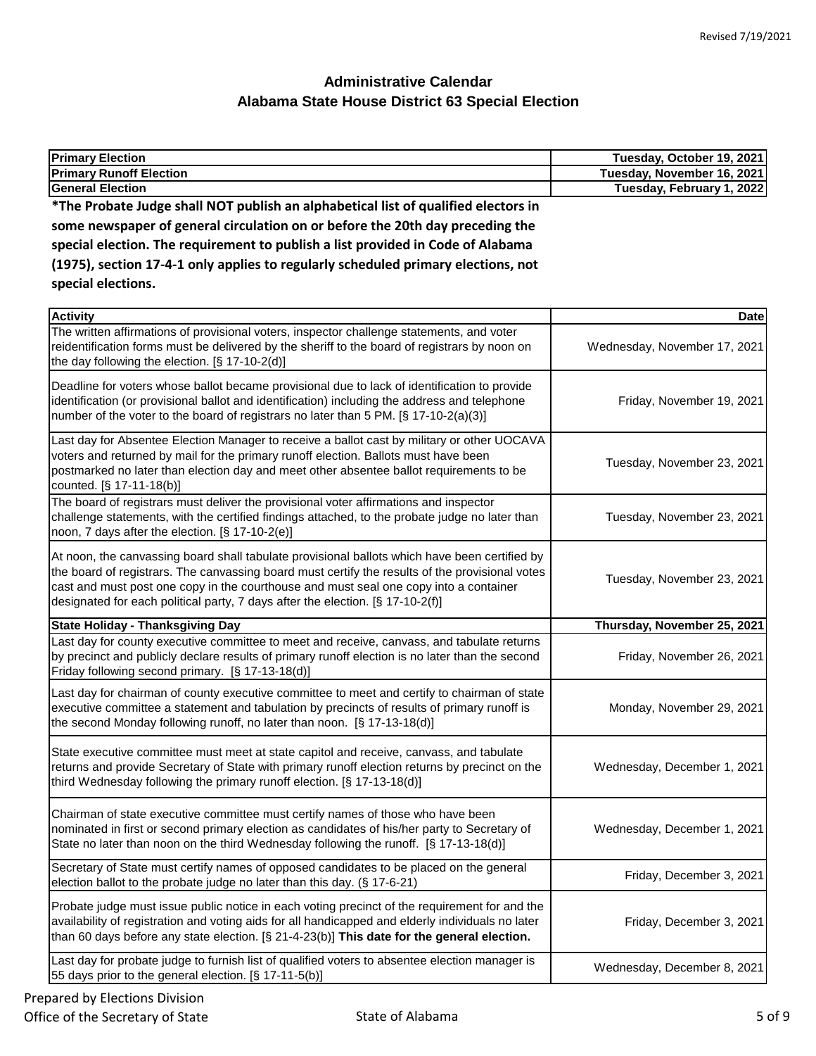Revised 7/19/2021

## Administrative Calendar
## Alabama State House District 63 Special Election

| Primary Election | Tuesday, October 19, 2021 |
|---|---|
| Primary Runoff Election | Tuesday, November 16, 2021 |
| General Election | Tuesday, February 1, 2022 |

**\*The Probate Judge shall NOT publish an alphabetical list of qualified electors in some newspaper of general circulation on or before the 20th day preceding the special election. The requirement to publish a list provided in Code of Alabama (1975), section 17-4-1 only applies to regularly scheduled primary elections, not special elections.**

| Activity | Date |
|---|---|
| The written affirmations of provisional voters, inspector challenge statements, and voter reidentification forms must be delivered by the sheriff to the board of registrars by noon on the day following the election. [§ 17-10-2(d)] | Wednesday, November 17, 2021 |
| Deadline for voters whose ballot became provisional due to lack of identification to provide identification (or provisional ballot and identification) including the address and telephone number of the voter to the board of registrars no later than 5 PM. [§ 17-10-2(a)(3)] | Friday, November 19, 2021 |
| Last day for Absentee Election Manager to receive a ballot cast by military or other UOCAVA voters and returned by mail for the primary runoff election. Ballots must have been postmarked no later than election day and meet other absentee ballot requirements to be counted. [§ 17-11-18(b)] | Tuesday, November 23, 2021 |
| The board of registrars must deliver the provisional voter affirmations and inspector challenge statements, with the certified findings attached, to the probate judge no later than noon, 7 days after the election. [§ 17-10-2(e)] | Tuesday, November 23, 2021 |
| At noon, the canvassing board shall tabulate provisional ballots which have been certified by the board of registrars. The canvassing board must certify the results of the provisional votes cast and must post one copy in the courthouse and must seal one copy into a container designated for each political party, 7 days after the election. [§ 17-10-2(f)] | Tuesday, November 23, 2021 |
| **State Holiday - Thanksgiving Day** | **Thursday, November 25, 2021** |
| Last day for county executive committee to meet and receive, canvass, and tabulate returns by precinct and publicly declare results of primary runoff election is no later than the second Friday following second primary. [§ 17-13-18(d)] | Friday, November 26, 2021 |
| Last day for chairman of county executive committee to meet and certify to chairman of state executive committee a statement and tabulation by precincts of results of primary runoff is the second Monday following runoff, no later than noon. [§ 17-13-18(d)] | Monday, November 29, 2021 |
| State executive committee must meet at state capitol and receive, canvass, and tabulate returns and provide Secretary of State with primary runoff election returns by precinct on the third Wednesday following the primary runoff election. [§ 17-13-18(d)] | Wednesday, December 1, 2021 |
| Chairman of state executive committee must certify names of those who have been nominated in first or second primary election as candidates of his/her party to Secretary of State no later than noon on the third Wednesday following the runoff. [§ 17-13-18(d)] | Wednesday, December 1, 2021 |
| Secretary of State must certify names of opposed candidates to be placed on the general election ballot to the probate judge no later than this day. (§ 17-6-21) | Friday, December 3, 2021 |
| Probate judge must issue public notice in each voting precinct of the requirement for and the availability of registration and voting aids for all handicapped and elderly individuals no later than 60 days before any state election. [§ 21-4-23(b)] **This date for the general election.** | Friday, December 3, 2021 |
| Last day for probate judge to furnish list of qualified voters to absentee election manager is 55 days prior to the general election. [§ 17-11-5(b)] | Wednesday, December 8, 2021 |

Prepared by Elections Division
Office of the Secretary of State

State of Alabama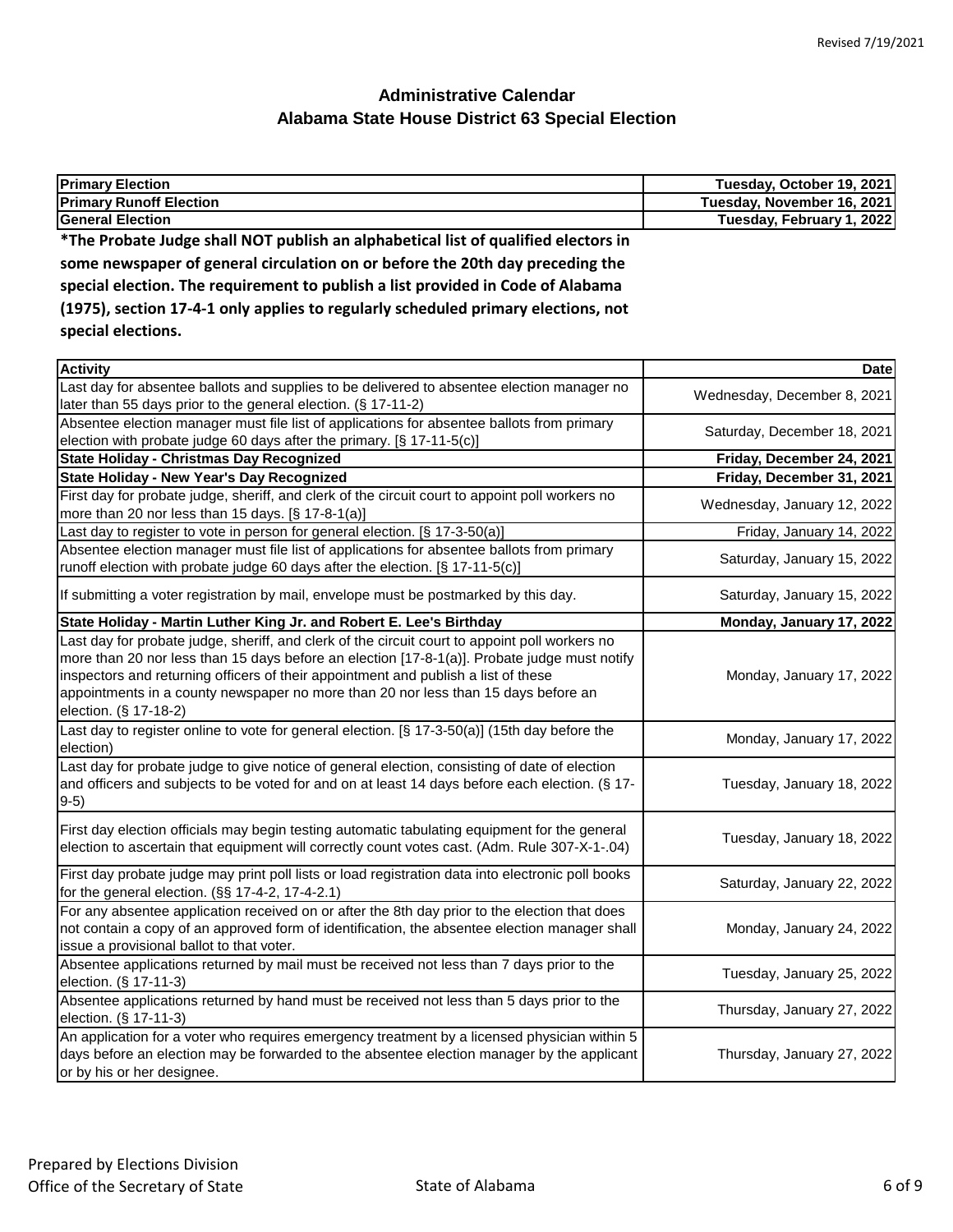Revised 7/19/2021

# Administrative Calendar
## Alabama State House District 63 Special Election

| **Primary Election** | **Tuesday, October 19, 2021** |
|---|---|
| **Primary Runoff Election** | **Tuesday, November 16, 2021** |
| **General Election** | **Tuesday, February 1, 2022** |

**\*The Probate Judge shall NOT publish an alphabetical list of qualified electors in some newspaper of general circulation on or before the 20th day preceding the special election. The requirement to publish a list provided in Code of Alabama (1975), section 17-4-1 only applies to regularly scheduled primary elections, not special elections.**

| **Activity** | **Date** |
|---|---|
| Last day for absentee ballots and supplies to be delivered to absentee election manager no later than 55 days prior to the general election. (§ 17-11-2) | Wednesday, December 8, 2021 |
| Absentee election manager must file list of applications for absentee ballots from primary election with probate judge 60 days after the primary. [§ 17-11-5(c)] | Saturday, December 18, 2021 |
| **State Holiday - Christmas Day Recognized** | **Friday, December 24, 2021** |
| **State Holiday - New Year's Day Recognized** | **Friday, December 31, 2021** |
| First day for probate judge, sheriff, and clerk of the circuit court to appoint poll workers no more than 20 nor less than 15 days. [§ 17-8-1(a)] | Wednesday, January 12, 2022 |
| Last day to register to vote in person for general election. [§ 17-3-50(a)] | Friday, January 14, 2022 |
| Absentee election manager must file list of applications for absentee ballots from primary runoff election with probate judge 60 days after the election. [§ 17-11-5(c)] | Saturday, January 15, 2022 |
| If submitting a voter registration by mail, envelope must be postmarked by this day. | Saturday, January 15, 2022 |
| **State Holiday - Martin Luther King Jr. and Robert E. Lee's Birthday** | **Monday, January 17, 2022** |
| Last day for probate judge, sheriff, and clerk of the circuit court to appoint poll workers no more than 20 nor less than 15 days before an election [17-8-1(a)]. Probate judge must notify inspectors and returning officers of their appointment and publish a list of these appointments in a county newspaper no more than 20 nor less than 15 days before an election. (§ 17-18-2) | Monday, January 17, 2022 |
| Last day to register online to vote for general election. [§ 17-3-50(a)] (15th day before the election) | Monday, January 17, 2022 |
| Last day for probate judge to give notice of general election, consisting of date of election and officers and subjects to be voted for and on at least 14 days before each election. (§ 17-9-5) | Tuesday, January 18, 2022 |
| First day election officials may begin testing automatic tabulating equipment for the general election to ascertain that equipment will correctly count votes cast. (Adm. Rule 307-X-1-.04) | Tuesday, January 18, 2022 |
| First day probate judge may print poll lists or load registration data into electronic poll books for the general election. (§§ 17-4-2, 17-4-2.1) | Saturday, January 22, 2022 |
| For any absentee application received on or after the 8th day prior to the election that does not contain a copy of an approved form of identification, the absentee election manager shall issue a provisional ballot to that voter. | Monday, January 24, 2022 |
| Absentee applications returned by mail must be received not less than 7 days prior to the election. (§ 17-11-3) | Tuesday, January 25, 2022 |
| Absentee applications returned by hand must be received not less than 5 days prior to the election. (§ 17-11-3) | Thursday, January 27, 2022 |
| An application for a voter who requires emergency treatment by a licensed physician within 5 days before an election may be forwarded to the absentee election manager by the applicant or by his or her designee. | Thursday, January 27, 2022 |

Prepared by Elections Division
Office of the Secretary of State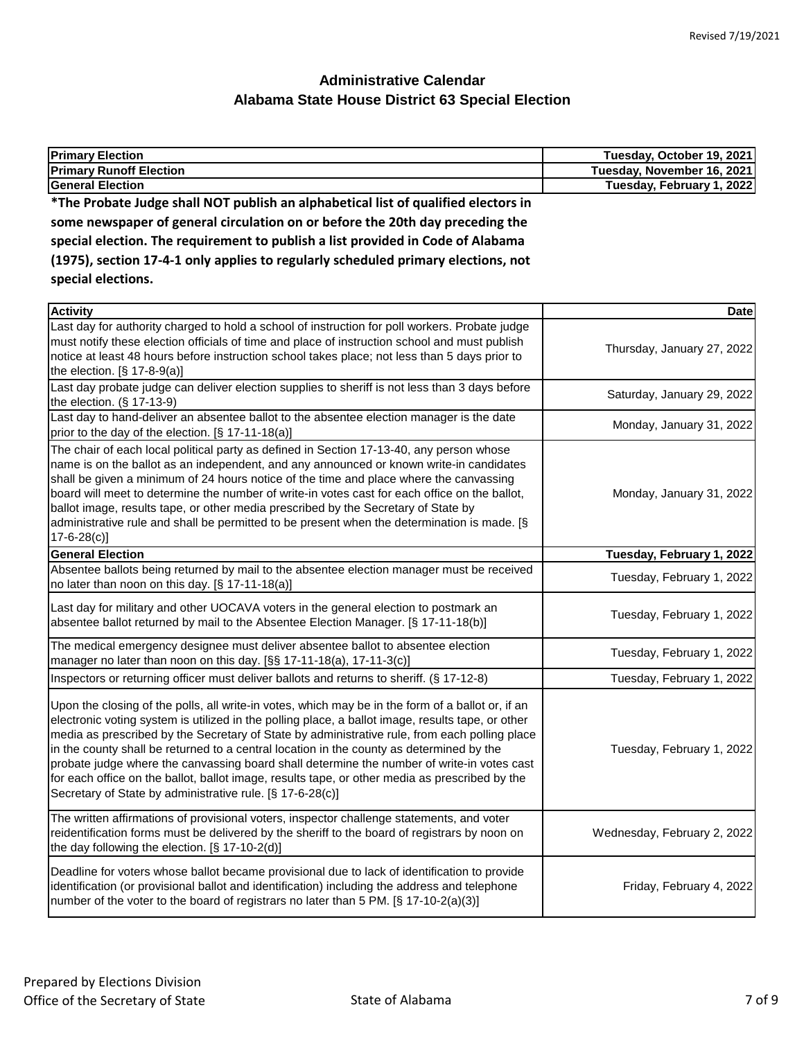# Administrative Calendar
## Alabama State House District 63 Special Election

| | |
|---|---|
| **Primary Election** | **Tuesday, October 19, 2021** |
| **Primary Runoff Election** | **Tuesday, November 16, 2021** |
| **General Election** | **Tuesday, February 1, 2022** |

**\*The Probate Judge shall NOT publish an alphabetical list of qualified electors in some newspaper of general circulation on or before the 20th day preceding the special election. The requirement to publish a list provided in Code of Alabama (1975), section 17-4-1 only applies to regularly scheduled primary elections, not special elections.**

| Activity | Date |
|---|---|
| Last day for authority charged to hold a school of instruction for poll workers. Probate judge must notify these election officials of time and place of instruction school and must publish notice at least 48 hours before instruction school takes place; not less than 5 days prior to the election. [§ 17-8-9(a)] | Thursday, January 27, 2022 |
| Last day probate judge can deliver election supplies to sheriff is not less than 3 days before the election. (§ 17-13-9) | Saturday, January 29, 2022 |
| Last day to hand-deliver an absentee ballot to the absentee election manager is the date prior to the day of the election. [§ 17-11-18(a)] | Monday, January 31, 2022 |
| The chair of each local political party as defined in Section 17-13-40, any person whose name is on the ballot as an independent, and any announced or known write-in candidates shall be given a minimum of 24 hours notice of the time and place where the canvassing board will meet to determine the number of write-in votes cast for each office on the ballot, ballot image, results tape, or other media prescribed by the Secretary of State by administrative rule and shall be permitted to be present when the determination is made. [§ 17-6-28(c)] | Monday, January 31, 2022 |
| **General Election** | **Tuesday, February 1, 2022** |
| Absentee ballots being returned by mail to the absentee election manager must be received no later than noon on this day. [§ 17-11-18(a)] | Tuesday, February 1, 2022 |
| Last day for military and other UOCAVA voters in the general election to postmark an absentee ballot returned by mail to the Absentee Election Manager. [§ 17-11-18(b)] | Tuesday, February 1, 2022 |
| The medical emergency designee must deliver absentee ballot to absentee election manager no later than noon on this day. [§§ 17-11-18(a), 17-11-3(c)] | Tuesday, February 1, 2022 |
| Inspectors or returning officer must deliver ballots and returns to sheriff. (§ 17-12-8) | Tuesday, February 1, 2022 |
| Upon the closing of the polls, all write-in votes, which may be in the form of a ballot or, if an electronic voting system is utilized in the polling place, a ballot image, results tape, or other media as prescribed by the Secretary of State by administrative rule, from each polling place in the county shall be returned to a central location in the county as determined by the probate judge where the canvassing board shall determine the number of write-in votes cast for each office on the ballot, ballot image, results tape, or other media as prescribed by the Secretary of State by administrative rule. [§ 17-6-28(c)] | Tuesday, February 1, 2022 |
| The written affirmations of provisional voters, inspector challenge statements, and voter reidentification forms must be delivered by the sheriff to the board of registrars by noon on the day following the election. [§ 17-10-2(d)] | Wednesday, February 2, 2022 |
| Deadline for voters whose ballot became provisional due to lack of identification to provide identification (or provisional ballot and identification) including the address and telephone number of the voter to the board of registrars no later than 5 PM. [§ 17-10-2(a)(3)] | Friday, February 4, 2022 |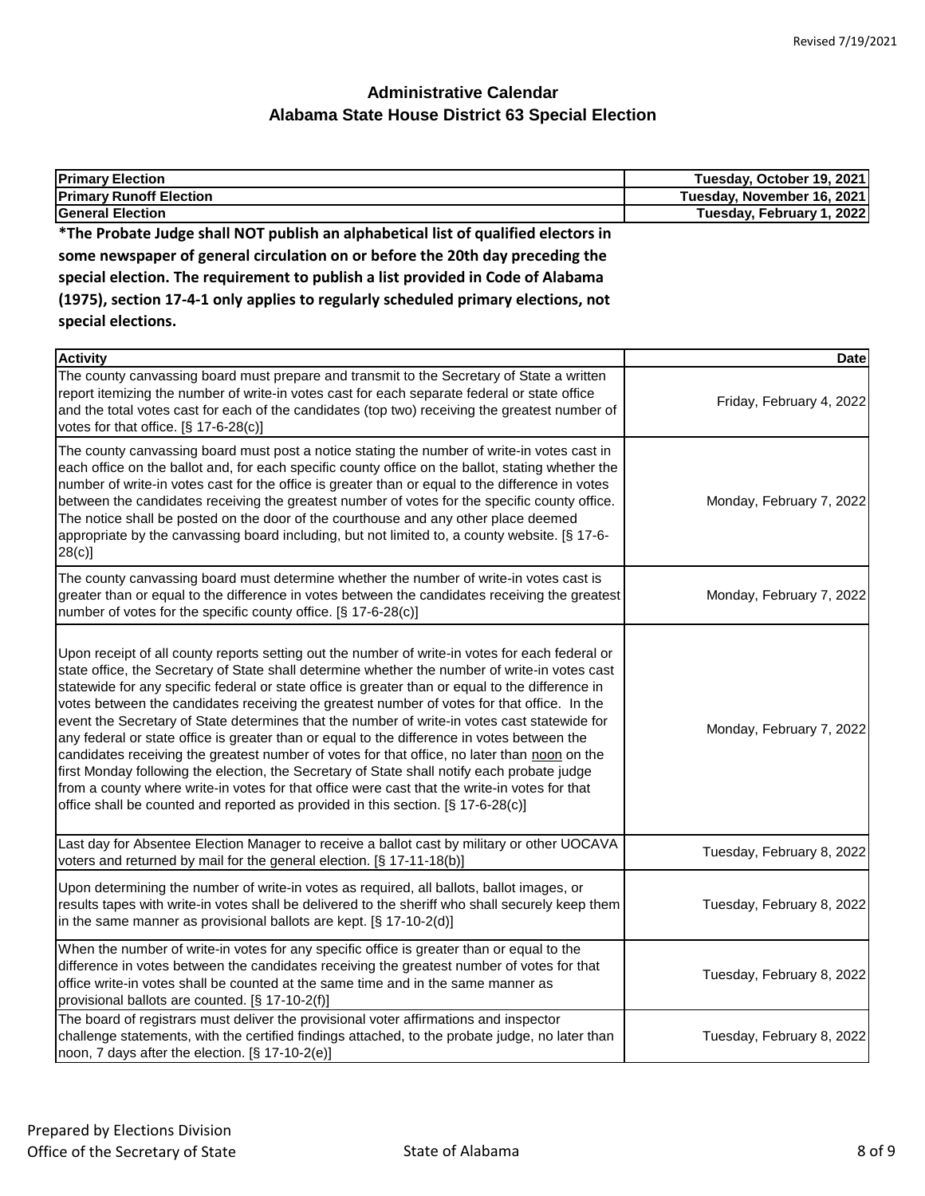Revised 7/19/2021

# Administrative Calendar
## Alabama State House District 63 Special Election

| Primary Election | Tuesday, October 19, 2021 |
|---|---|
| Primary Runoff Election | Tuesday, November 16, 2021 |
| General Election | Tuesday, February 1, 2022 |

**\*The Probate Judge shall NOT publish an alphabetical list of qualified electors in some newspaper of general circulation on or before the 20th day preceding the special election. The requirement to publish a list provided in Code of Alabama (1975), section 17-4-1 only applies to regularly scheduled primary elections, not special elections.**

| Activity | Date |
|---|---|
| The county canvassing board must prepare and transmit to the Secretary of State a written report itemizing the number of write-in votes cast for each separate federal or state office and the total votes cast for each of the candidates (top two) receiving the greatest number of votes for that office. [§ 17-6-28(c)] | Friday, February 4, 2022 |
| The county canvassing board must post a notice stating the number of write-in votes cast in each office on the ballot and, for each specific county office on the ballot, stating whether the number of write-in votes cast for the office is greater than or equal to the difference in votes between the candidates receiving the greatest number of votes for the specific county office. The notice shall be posted on the door of the courthouse and any other place deemed appropriate by the canvassing board including, but not limited to, a county website. [§ 17-6-28(c)] | Monday, February 7, 2022 |
| The county canvassing board must determine whether the number of write-in votes cast is greater than or equal to the difference in votes between the candidates receiving the greatest number of votes for the specific county office. [§ 17-6-28(c)] | Monday, February 7, 2022 |
| Upon receipt of all county reports setting out the number of write-in votes for each federal or state office, the Secretary of State shall determine whether the number of write-in votes cast statewide for any specific federal or state office is greater than or equal to the difference in votes between the candidates receiving the greatest number of votes for that office. In the event the Secretary of State determines that the number of write-in votes cast statewide for any federal or state office is greater than or equal to the difference in votes between the candidates receiving the greatest number of votes for that office, no later than noon on the first Monday following the election, the Secretary of State shall notify each probate judge from a county where write-in votes for that office were cast that the write-in votes for that office shall be counted and reported as provided in this section. [§ 17-6-28(c)] | Monday, February 7, 2022 |
| Last day for Absentee Election Manager to receive a ballot cast by military or other UOCAVA voters and returned by mail for the general election. [§ 17-11-18(b)] | Tuesday, February 8, 2022 |
| Upon determining the number of write-in votes as required, all ballots, ballot images, or results tapes with write-in votes shall be delivered to the sheriff who shall securely keep them in the same manner as provisional ballots are kept. [§ 17-10-2(d)] | Tuesday, February 8, 2022 |
| When the number of write-in votes for any specific office is greater than or equal to the difference in votes between the candidates receiving the greatest number of votes for that office write-in votes shall be counted at the same time and in the same manner as provisional ballots are counted. [§ 17-10-2(f)] | Tuesday, February 8, 2022 |
| The board of registrars must deliver the provisional voter affirmations and inspector challenge statements, with the certified findings attached, to the probate judge, no later than noon, 7 days after the election. [§ 17-10-2(e)] | Tuesday, February 8, 2022 |

Prepared by Elections Division
Office of the Secretary of State

State of Alabama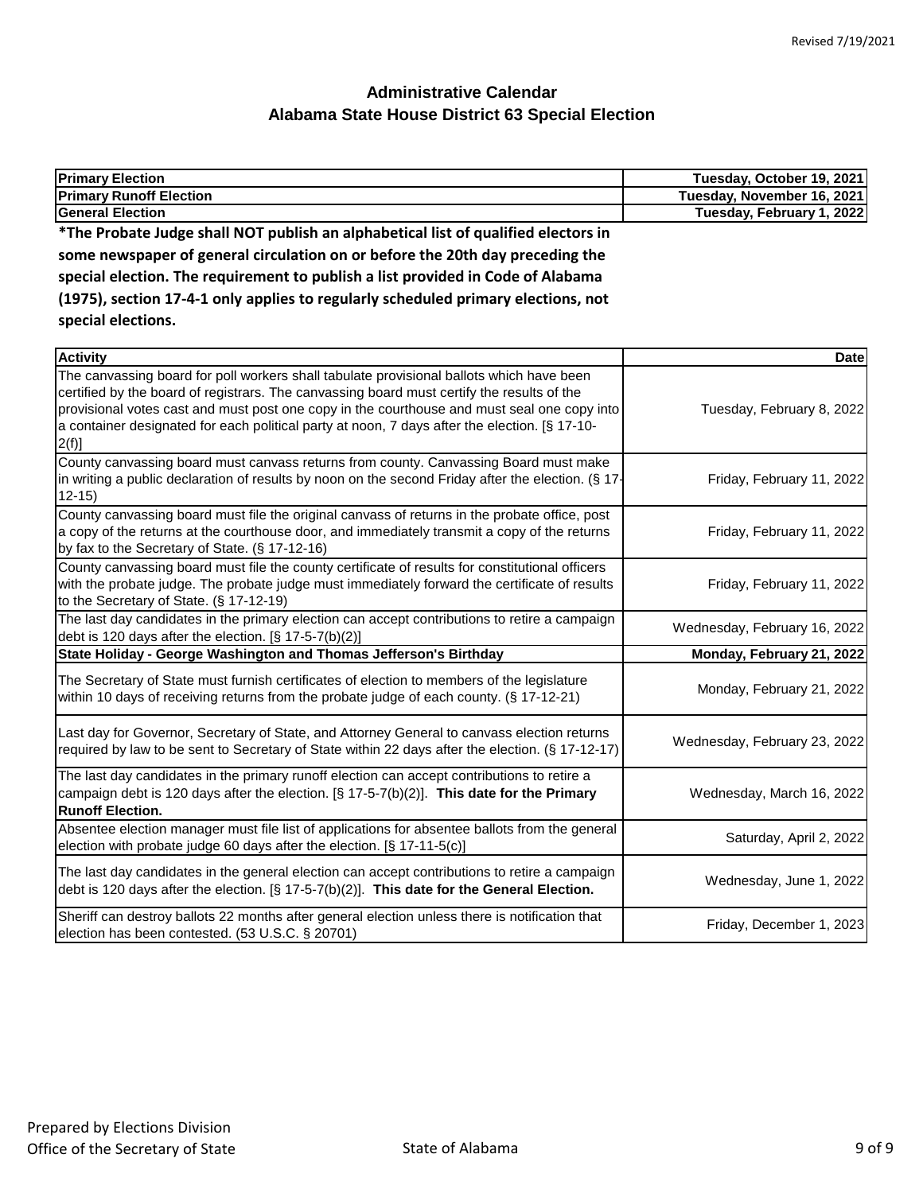# Administrative Calendar
## Alabama State House District 63 Special Election

| | |
|---|---|
| **Primary Election** | **Tuesday, October 19, 2021** |
| **Primary Runoff Election** | **Tuesday, November 16, 2021** |
| **General Election** | **Tuesday, February 1, 2022** |

**\*The Probate Judge shall NOT publish an alphabetical list of qualified electors in some newspaper of general circulation on or before the 20th day preceding the special election. The requirement to publish a list provided in Code of Alabama (1975), section 17-4-1 only applies to regularly scheduled primary elections, not special elections.**

| Activity | Date |
|---|---|
| The canvassing board for poll workers shall tabulate provisional ballots which have been certified by the board of registrars. The canvassing board must certify the results of the provisional votes cast and must post one copy in the courthouse and must seal one copy into a container designated for each political party at noon, 7 days after the election. [§ 17-10-2(f)] | Tuesday, February 8, 2022 |
| County canvassing board must canvass returns from county. Canvassing Board must make in writing a public declaration of results by noon on the second Friday after the election. (§ 17-12-15) | Friday, February 11, 2022 |
| County canvassing board must file the original canvass of returns in the probate office, post a copy of the returns at the courthouse door, and immediately transmit a copy of the returns by fax to the Secretary of State. (§ 17-12-16) | Friday, February 11, 2022 |
| County canvassing board must file the county certificate of results for constitutional officers with the probate judge. The probate judge must immediately forward the certificate of results to the Secretary of State. (§ 17-12-19) | Friday, February 11, 2022 |
| The last day candidates in the primary election can accept contributions to retire a campaign debt is 120 days after the election. [§ 17-5-7(b)(2)] | Wednesday, February 16, 2022 |
| **State Holiday - George Washington and Thomas Jefferson's Birthday** | **Monday, February 21, 2022** |
| The Secretary of State must furnish certificates of election to members of the legislature within 10 days of receiving returns from the probate judge of each county. (§ 17-12-21) | Monday, February 21, 2022 |
| Last day for Governor, Secretary of State, and Attorney General to canvass election returns required by law to be sent to Secretary of State within 22 days after the election. (§ 17-12-17) | Wednesday, February 23, 2022 |
| The last day candidates in the primary runoff election can accept contributions to retire a campaign debt is 120 days after the election. [§ 17-5-7(b)(2)]. **This date for the Primary Runoff Election.** | Wednesday, March 16, 2022 |
| Absentee election manager must file list of applications for absentee ballots from the general election with probate judge 60 days after the election. [§ 17-11-5(c)] | Saturday, April 2, 2022 |
| The last day candidates in the general election can accept contributions to retire a campaign debt is 120 days after the election. [§ 17-5-7(b)(2)]. **This date for the General Election.** | Wednesday, June 1, 2022 |
| Sheriff can destroy ballots 22 months after general election unless there is notification that election has been contested. (53 U.S.C. § 20701) | Friday, December 1, 2023 |